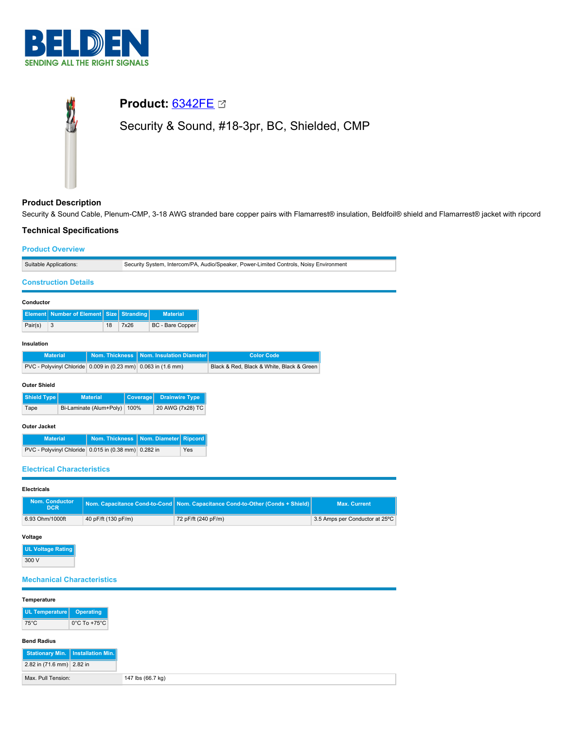# Product: 6342FE

Security & Sound, #18-3pr, BC, Shielded, CMP

## Product Description

Security & Sound Cable, Plenum-CMP, 3-18 AWG stranded bare copper pairs with Flamarrest® insulation, Beldfoil® shield and Flamarrest® jacket with ripcord

## Technical Specifications

### Product Overview

| | |
|---|---|
| Suitable Applications: | Security System, Intercom/PA, Audio/Speaker, Power-Limited Controls, Noisy Environment |

### Construction Details

#### Conductor

| Element | Number of Element | Size | Stranding | Material |
|---|---|---|---|---|
| Pair(s) | 3 | 18 | 7x26 | BC - Bare Copper |

#### Insulation

| Material | Nom. Thickness | Nom. Insulation Diameter | Color Code |
|---|---|---|---|
| PVC - Polyvinyl Chloride | 0.009 in (0.23 mm) | 0.063 in (1.6 mm) | Black & Red, Black & White, Black & Green |

#### Outer Shield

| Shield Type | Material | Coverage | Drainwire Type |
|---|---|---|---|
| Tape | Bi-Laminate (Alum+Poly) | 100% | 20 AWG (7x28) TC |

#### Outer Jacket

| Material | Nom. Thickness | Nom. Diameter | Ripcord |
|---|---|---|---|
| PVC - Polyvinyl Chloride | 0.015 in (0.38 mm) | 0.282 in | Yes |

### Electrical Characteristics

#### Electricals

| Nom. Conductor DCR | Nom. Capacitance Cond-to-Cond | Nom. Capacitance Cond-to-Other (Conds + Shield) | Max. Current |
|---|---|---|---|
| 6.93 Ohm/1000ft | 40 pF/ft (130 pF/m) | 72 pF/ft (240 pF/m) | 3.5 Amps per Conductor at 25ºC |

#### Voltage

| UL Voltage Rating |
|---|
| 300 V |

### Mechanical Characteristics

#### Temperature

| UL Temperature | Operating |
|---|---|
| 75°C | 0°C To +75°C |

#### Bend Radius

| Stationary Min. | Installation Min. |
|---|---|
| 2.82 in (71.6 mm) | 2.82 in |

| | |
|---|---|
| Max. Pull Tension: | 147 lbs (66.7 kg) |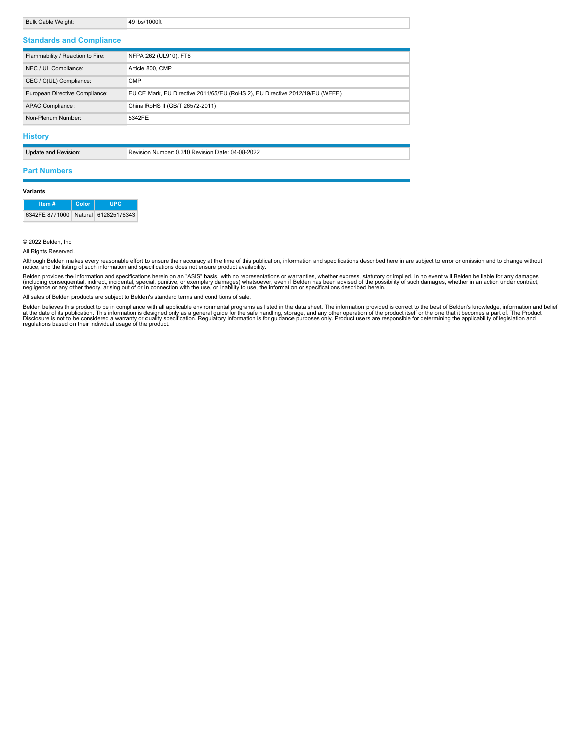| | |
|---|---|
| Bulk Cable Weight: | 49 lbs/1000ft |

## Standards and Compliance

| | |
|---|---|
| Flammability / Reaction to Fire: | NFPA 262 (UL910), FT6 |
| NEC / UL Compliance: | Article 800, CMP |
| CEC / C(UL) Compliance: | CMP |
| European Directive Compliance: | EU CE Mark, EU Directive 2011/65/EU (RoHS 2), EU Directive 2012/19/EU (WEEE) |
| APAC Compliance: | China RoHS II (GB/T 26572-2011) |
| Non-Plenum Number: | 5342FE |

## History

| | |
|---|---|
| Update and Revision: | Revision Number: 0.310 Revision Date: 04-08-2022 |

## Part Numbers

**Variants**

| Item # | Color | UPC |
|---|---|---|
| 6342FE 8771000 | Natural | 612825176343 |

© 2022 Belden, Inc

All Rights Reserved.

Although Belden makes every reasonable effort to ensure their accuracy at the time of this publication, information and specifications described here in are subject to error or omission and to change without notice, and the listing of such information and specifications does not ensure product availability.

Belden provides the information and specifications herein on an "ASIS" basis, with no representations or warranties, whether express, statutory or implied. In no event will Belden be liable for any damages (including consequential, indirect, incidental, special, punitive, or exemplary damages) whatsoever, even if Belden has been advised of the possibility of such damages, whether in an action under contract, negligence or any other theory, arising out of or in connection with the use, or inability to use, the information or specifications described herein.

All sales of Belden products are subject to Belden's standard terms and conditions of sale.

Belden believes this product to be in compliance with all applicable environmental programs as listed in the data sheet. The information provided is correct to the best of Belden's knowledge, information and belief at the date of its publication. This information is designed only as a general guide for the safe handling, storage, and any other operation of the product itself or the one that it becomes a part of. The Product Disclosure is not to be considered a warranty or quality specification. Regulatory information is for guidance purposes only. Product users are responsible for determining the applicability of legislation and regulations based on their individual usage of the product.